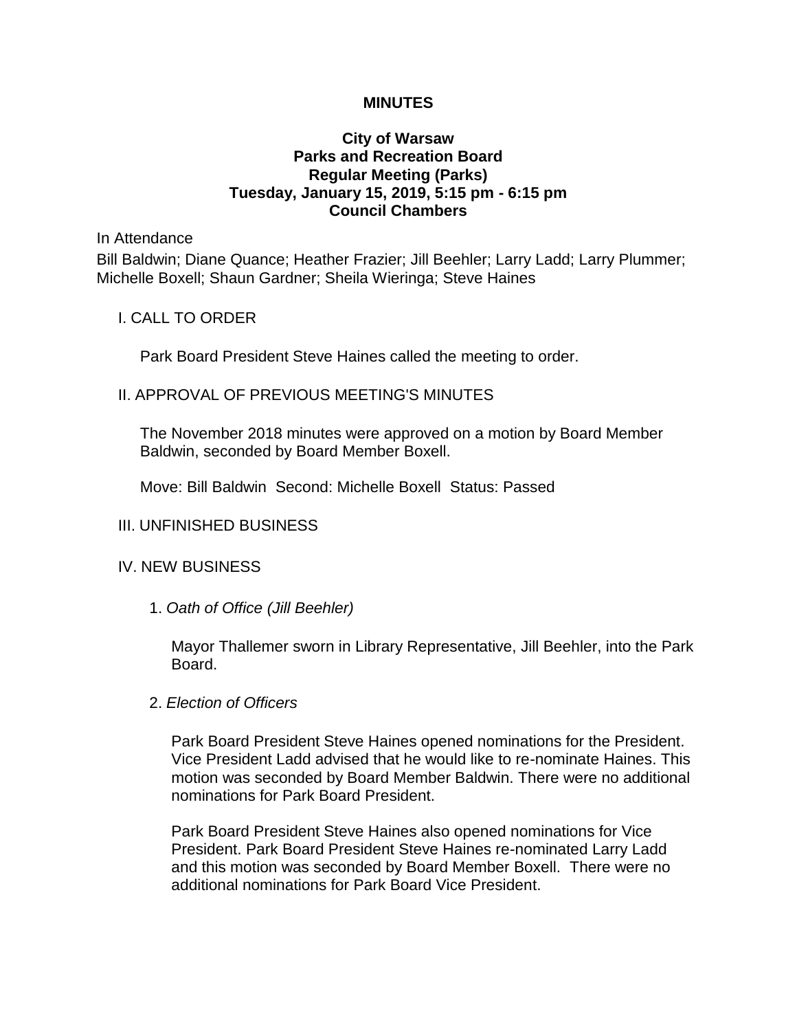**MINUTES**

**City of Warsaw**
**Parks and Recreation Board**
**Regular Meeting (Parks)**
**Tuesday, January 15, 2019, 5:15 pm - 6:15 pm**
**Council Chambers**

In Attendance

Bill Baldwin; Diane Quance; Heather Frazier; Jill Beehler; Larry Ladd; Larry Plummer; Michelle Boxell; Shaun Gardner; Sheila Wieringa; Steve Haines

I. CALL TO ORDER

Park Board President Steve Haines called the meeting to order.

II. APPROVAL OF PREVIOUS MEETING'S MINUTES

The November 2018 minutes were approved on a motion by Board Member Baldwin, seconded by Board Member Boxell.

Move: Bill Baldwin  Second: Michelle Boxell  Status: Passed

III. UNFINISHED BUSINESS

IV. NEW BUSINESS

1. *Oath of Office (Jill Beehler)*

Mayor Thallemer sworn in Library Representative, Jill Beehler, into the Park Board.

2. *Election of Officers*

Park Board President Steve Haines opened nominations for the President. Vice President Ladd advised that he would like to re-nominate Haines. This motion was seconded by Board Member Baldwin. There were no additional nominations for Park Board President.

Park Board President Steve Haines also opened nominations for Vice President. Park Board President Steve Haines re-nominated Larry Ladd and this motion was seconded by Board Member Boxell. There were no additional nominations for Park Board Vice President.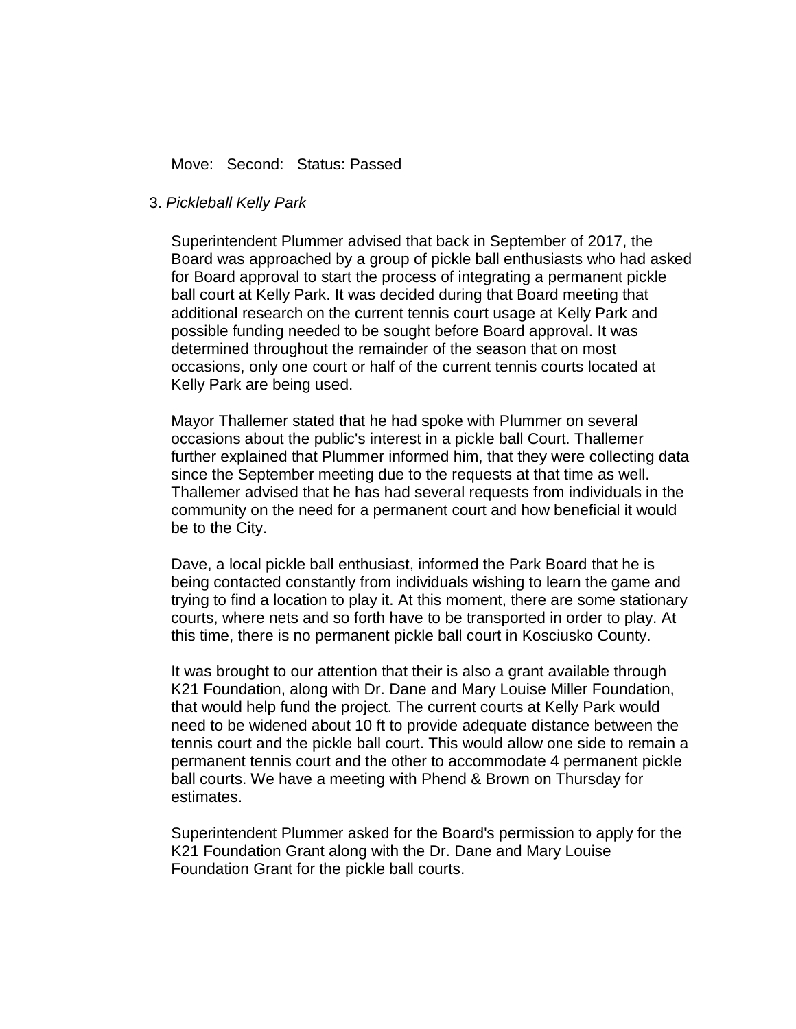Move: Second: Status: Passed

3. *Pickleball Kelly Park*

Superintendent Plummer advised that back in September of 2017, the Board was approached by a group of pickle ball enthusiasts who had asked for Board approval to start the process of integrating a permanent pickle ball court at Kelly Park. It was decided during that Board meeting that additional research on the current tennis court usage at Kelly Park and possible funding needed to be sought before Board approval. It was determined throughout the remainder of the season that on most occasions, only one court or half of the current tennis courts located at Kelly Park are being used.

Mayor Thallemer stated that he had spoke with Plummer on several occasions about the public's interest in a pickle ball Court. Thallemer further explained that Plummer informed him, that they were collecting data since the September meeting due to the requests at that time as well. Thallemer advised that he has had several requests from individuals in the community on the need for a permanent court and how beneficial it would be to the City.

Dave, a local pickle ball enthusiast, informed the Park Board that he is being contacted constantly from individuals wishing to learn the game and trying to find a location to play it. At this moment, there are some stationary courts, where nets and so forth have to be transported in order to play. At this time, there is no permanent pickle ball court in Kosciusko County.

It was brought to our attention that their is also a grant available through K21 Foundation, along with Dr. Dane and Mary Louise Miller Foundation, that would help fund the project. The current courts at Kelly Park would need to be widened about 10 ft to provide adequate distance between the tennis court and the pickle ball court. This would allow one side to remain a permanent tennis court and the other to accommodate 4 permanent pickle ball courts. We have a meeting with Phend & Brown on Thursday for estimates.

Superintendent Plummer asked for the Board's permission to apply for the K21 Foundation Grant along with the Dr. Dane and Mary Louise Foundation Grant for the pickle ball courts.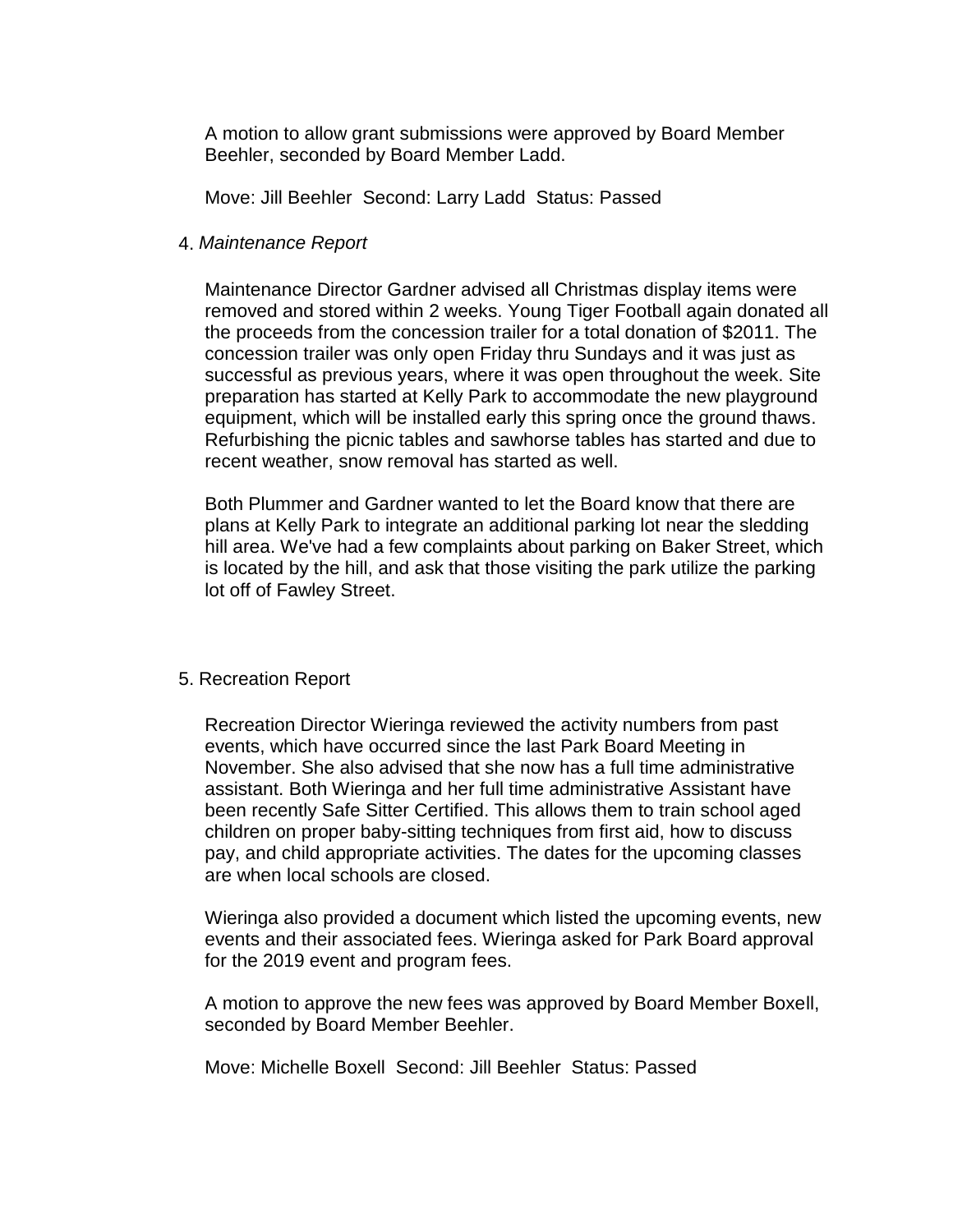A motion to allow grant submissions were approved by Board Member Beehler, seconded by Board Member Ladd.

Move: Jill Beehler  Second: Larry Ladd  Status: Passed

4. *Maintenance Report*

Maintenance Director Gardner advised all Christmas display items were removed and stored within 2 weeks. Young Tiger Football again donated all the proceeds from the concession trailer for a total donation of $2011. The concession trailer was only open Friday thru Sundays and it was just as successful as previous years, where it was open throughout the week. Site preparation has started at Kelly Park to accommodate the new playground equipment, which will be installed early this spring once the ground thaws. Refurbishing the picnic tables and sawhorse tables has started and due to recent weather, snow removal has started as well.

Both Plummer and Gardner wanted to let the Board know that there are plans at Kelly Park to integrate an additional parking lot near the sledding hill area. We've had a few complaints about parking on Baker Street, which is located by the hill, and ask that those visiting the park utilize the parking lot off of Fawley Street.

5. Recreation Report

Recreation Director Wieringa reviewed the activity numbers from past events, which have occurred since the last Park Board Meeting in November. She also advised that she now has a full time administrative assistant. Both Wieringa and her full time administrative Assistant have been recently Safe Sitter Certified. This allows them to train school aged children on proper baby-sitting techniques from first aid, how to discuss pay, and child appropriate activities. The dates for the upcoming classes are when local schools are closed.

Wieringa also provided a document which listed the upcoming events, new events and their associated fees. Wieringa asked for Park Board approval for the 2019 event and program fees.

A motion to approve the new fees was approved by Board Member Boxell, seconded by Board Member Beehler.

Move: Michelle Boxell  Second: Jill Beehler  Status: Passed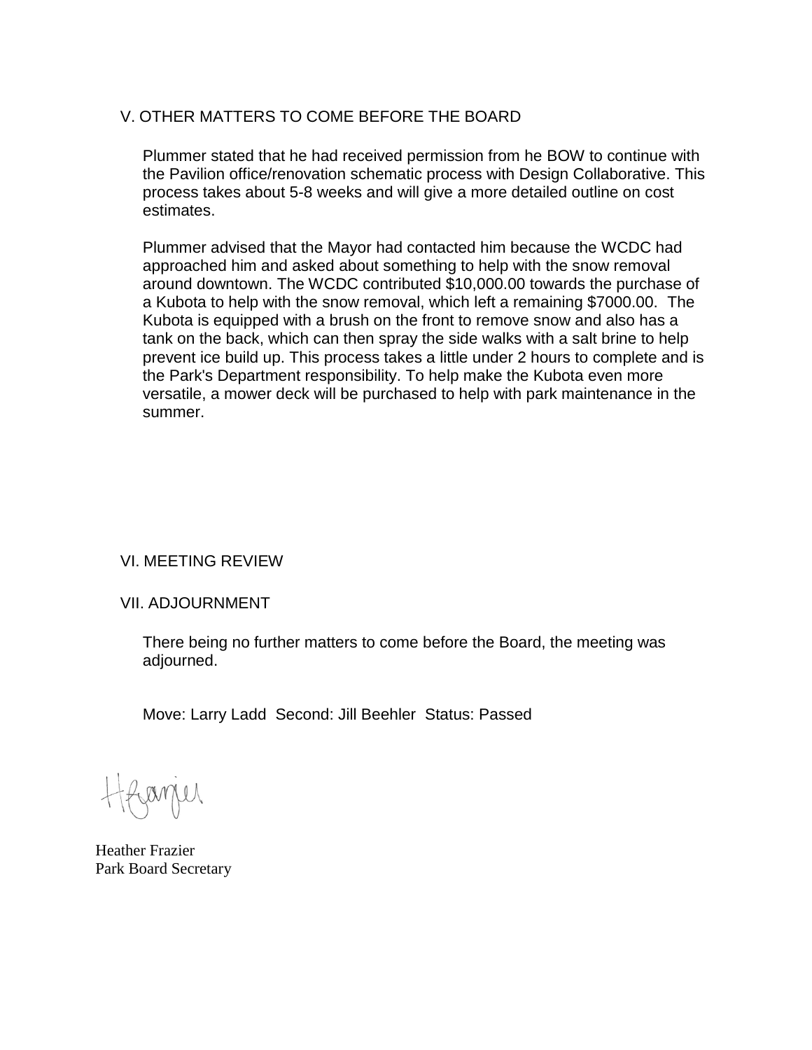## V. OTHER MATTERS TO COME BEFORE THE BOARD

Plummer stated that he had received permission from he BOW to continue with the Pavilion office/renovation schematic process with Design Collaborative. This process takes about 5-8 weeks and will give a more detailed outline on cost estimates.

Plummer advised that the Mayor had contacted him because the WCDC had approached him and asked about something to help with the snow removal around downtown. The WCDC contributed $10,000.00 towards the purchase of a Kubota to help with the snow removal, which left a remaining $7000.00. The Kubota is equipped with a brush on the front to remove snow and also has a tank on the back, which can then spray the side walks with a salt brine to help prevent ice build up. This process takes a little under 2 hours to complete and is the Park's Department responsibility. To help make the Kubota even more versatile, a mower deck will be purchased to help with park maintenance in the summer.

## VI. MEETING REVIEW

## VII. ADJOURNMENT

There being no further matters to come before the Board, the meeting was adjourned.

Move: Larry Ladd Second: Jill Beehler Status: Passed

HFrazier

Heather Frazier
Park Board Secretary